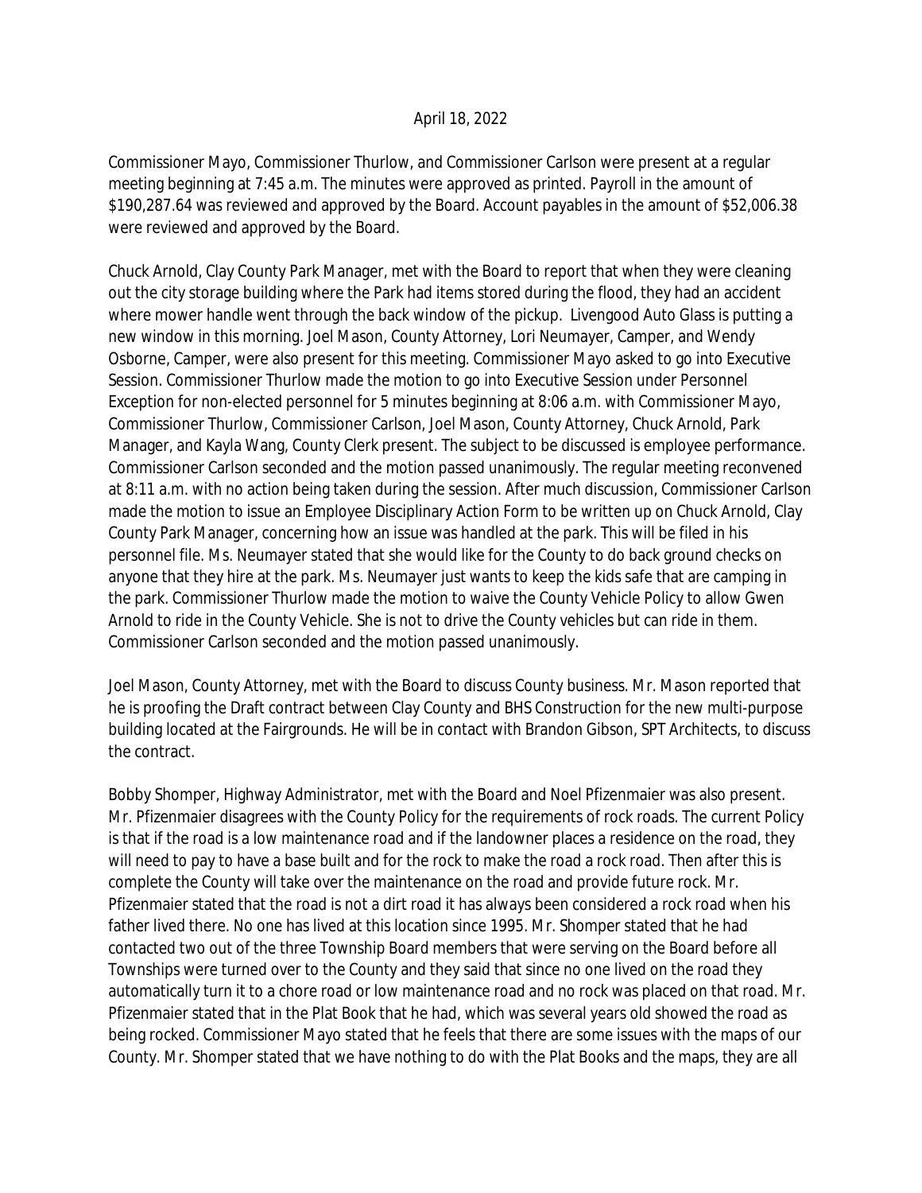April 18, 2022

Commissioner Mayo, Commissioner Thurlow, and Commissioner Carlson were present at a regular meeting beginning at 7:45 a.m. The minutes were approved as printed. Payroll in the amount of $190,287.64 was reviewed and approved by the Board. Account payables in the amount of $52,006.38 were reviewed and approved by the Board.

Chuck Arnold, Clay County Park Manager, met with the Board to report that when they were cleaning out the city storage building where the Park had items stored during the flood, they had an accident where mower handle went through the back window of the pickup. Livengood Auto Glass is putting a new window in this morning. Joel Mason, County Attorney, Lori Neumayer, Camper, and Wendy Osborne, Camper, were also present for this meeting. Commissioner Mayo asked to go into Executive Session. Commissioner Thurlow made the motion to go into Executive Session under Personnel Exception for non-elected personnel for 5 minutes beginning at 8:06 a.m. with Commissioner Mayo, Commissioner Thurlow, Commissioner Carlson, Joel Mason, County Attorney, Chuck Arnold, Park Manager, and Kayla Wang, County Clerk present. The subject to be discussed is employee performance. Commissioner Carlson seconded and the motion passed unanimously. The regular meeting reconvened at 8:11 a.m. with no action being taken during the session. After much discussion, Commissioner Carlson made the motion to issue an Employee Disciplinary Action Form to be written up on Chuck Arnold, Clay County Park Manager, concerning how an issue was handled at the park. This will be filed in his personnel file. Ms. Neumayer stated that she would like for the County to do back ground checks on anyone that they hire at the park. Ms. Neumayer just wants to keep the kids safe that are camping in the park. Commissioner Thurlow made the motion to waive the County Vehicle Policy to allow Gwen Arnold to ride in the County Vehicle. She is not to drive the County vehicles but can ride in them. Commissioner Carlson seconded and the motion passed unanimously.

Joel Mason, County Attorney, met with the Board to discuss County business. Mr. Mason reported that he is proofing the Draft contract between Clay County and BHS Construction for the new multi-purpose building located at the Fairgrounds. He will be in contact with Brandon Gibson, SPT Architects, to discuss the contract.

Bobby Shomper, Highway Administrator, met with the Board and Noel Pfizenmaier was also present. Mr. Pfizenmaier disagrees with the County Policy for the requirements of rock roads. The current Policy is that if the road is a low maintenance road and if the landowner places a residence on the road, they will need to pay to have a base built and for the rock to make the road a rock road. Then after this is complete the County will take over the maintenance on the road and provide future rock. Mr. Pfizenmaier stated that the road is not a dirt road it has always been considered a rock road when his father lived there. No one has lived at this location since 1995. Mr. Shomper stated that he had contacted two out of the three Township Board members that were serving on the Board before all Townships were turned over to the County and they said that since no one lived on the road they automatically turn it to a chore road or low maintenance road and no rock was placed on that road. Mr. Pfizenmaier stated that in the Plat Book that he had, which was several years old showed the road as being rocked. Commissioner Mayo stated that he feels that there are some issues with the maps of our County. Mr. Shomper stated that we have nothing to do with the Plat Books and the maps, they are all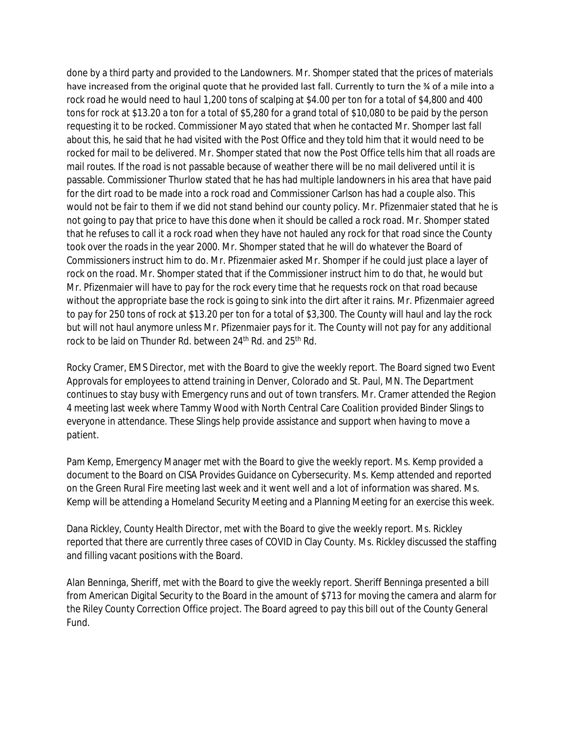done by a third party and provided to the Landowners. Mr. Shomper stated that the prices of materials have increased from the original quote that he provided last fall. Currently to turn the ¾ of a mile into a rock road he would need to haul 1,200 tons of scalping at $4.00 per ton for a total of $4,800 and 400 tons for rock at $13.20 a ton for a total of $5,280 for a grand total of $10,080 to be paid by the person requesting it to be rocked. Commissioner Mayo stated that when he contacted Mr. Shomper last fall about this, he said that he had visited with the Post Office and they told him that it would need to be rocked for mail to be delivered. Mr. Shomper stated that now the Post Office tells him that all roads are mail routes. If the road is not passable because of weather there will be no mail delivered until it is passable. Commissioner Thurlow stated that he has had multiple landowners in his area that have paid for the dirt road to be made into a rock road and Commissioner Carlson has had a couple also. This would not be fair to them if we did not stand behind our county policy. Mr. Pfizenmaier stated that he is not going to pay that price to have this done when it should be called a rock road. Mr. Shomper stated that he refuses to call it a rock road when they have not hauled any rock for that road since the County took over the roads in the year 2000. Mr. Shomper stated that he will do whatever the Board of Commissioners instruct him to do. Mr. Pfizenmaier asked Mr. Shomper if he could just place a layer of rock on the road. Mr. Shomper stated that if the Commissioner instruct him to do that, he would but Mr. Pfizenmaier will have to pay for the rock every time that he requests rock on that road because without the appropriate base the rock is going to sink into the dirt after it rains. Mr. Pfizenmaier agreed to pay for 250 tons of rock at $13.20 per ton for a total of $3,300. The County will haul and lay the rock but will not haul anymore unless Mr. Pfizenmaier pays for it. The County will not pay for any additional rock to be laid on Thunder Rd. between 24th Rd. and 25th Rd.

Rocky Cramer, EMS Director, met with the Board to give the weekly report. The Board signed two Event Approvals for employees to attend training in Denver, Colorado and St. Paul, MN. The Department continues to stay busy with Emergency runs and out of town transfers. Mr. Cramer attended the Region 4 meeting last week where Tammy Wood with North Central Care Coalition provided Binder Slings to everyone in attendance. These Slings help provide assistance and support when having to move a patient.

Pam Kemp, Emergency Manager met with the Board to give the weekly report. Ms. Kemp provided a document to the Board on CISA Provides Guidance on Cybersecurity. Ms. Kemp attended and reported on the Green Rural Fire meeting last week and it went well and a lot of information was shared. Ms. Kemp will be attending a Homeland Security Meeting and a Planning Meeting for an exercise this week.

Dana Rickley, County Health Director, met with the Board to give the weekly report. Ms. Rickley reported that there are currently three cases of COVID in Clay County. Ms. Rickley discussed the staffing and filling vacant positions with the Board.

Alan Benninga, Sheriff, met with the Board to give the weekly report. Sheriff Benninga presented a bill from American Digital Security to the Board in the amount of $713 for moving the camera and alarm for the Riley County Correction Office project. The Board agreed to pay this bill out of the County General Fund.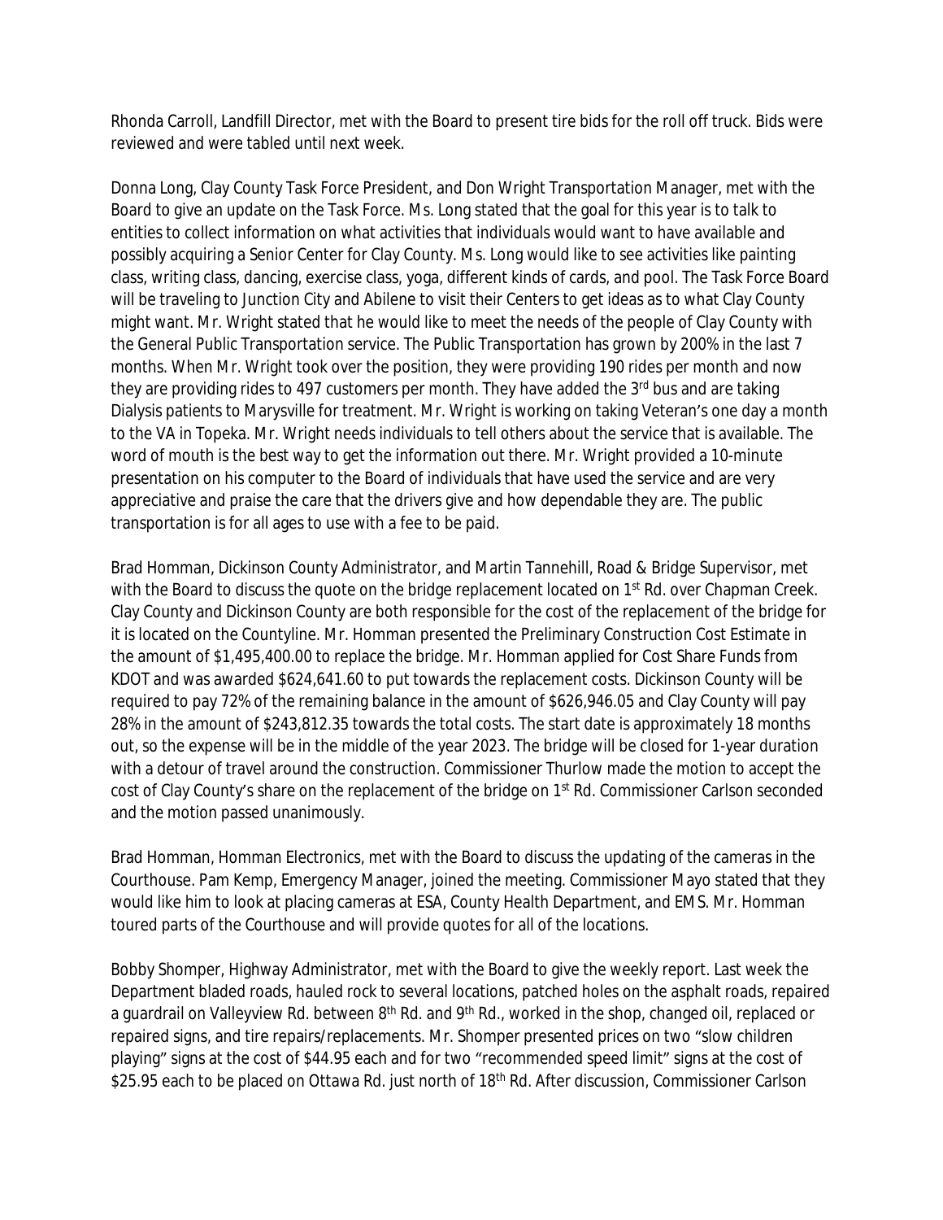Rhonda Carroll, Landfill Director, met with the Board to present tire bids for the roll off truck. Bids were reviewed and were tabled until next week.

Donna Long, Clay County Task Force President, and Don Wright Transportation Manager, met with the Board to give an update on the Task Force. Ms. Long stated that the goal for this year is to talk to entities to collect information on what activities that individuals would want to have available and possibly acquiring a Senior Center for Clay County. Ms. Long would like to see activities like painting class, writing class, dancing, exercise class, yoga, different kinds of cards, and pool. The Task Force Board will be traveling to Junction City and Abilene to visit their Centers to get ideas as to what Clay County might want. Mr. Wright stated that he would like to meet the needs of the people of Clay County with the General Public Transportation service. The Public Transportation has grown by 200% in the last 7 months. When Mr. Wright took over the position, they were providing 190 rides per month and now they are providing rides to 497 customers per month. They have added the 3rd bus and are taking Dialysis patients to Marysville for treatment. Mr. Wright is working on taking Veteran's one day a month to the VA in Topeka. Mr. Wright needs individuals to tell others about the service that is available. The word of mouth is the best way to get the information out there. Mr. Wright provided a 10-minute presentation on his computer to the Board of individuals that have used the service and are very appreciative and praise the care that the drivers give and how dependable they are. The public transportation is for all ages to use with a fee to be paid.

Brad Homman, Dickinson County Administrator, and Martin Tannehill, Road & Bridge Supervisor, met with the Board to discuss the quote on the bridge replacement located on 1st Rd. over Chapman Creek. Clay County and Dickinson County are both responsible for the cost of the replacement of the bridge for it is located on the Countyline. Mr. Homman presented the Preliminary Construction Cost Estimate in the amount of $1,495,400.00 to replace the bridge. Mr. Homman applied for Cost Share Funds from KDOT and was awarded $624,641.60 to put towards the replacement costs. Dickinson County will be required to pay 72% of the remaining balance in the amount of $626,946.05 and Clay County will pay 28% in the amount of $243,812.35 towards the total costs. The start date is approximately 18 months out, so the expense will be in the middle of the year 2023. The bridge will be closed for 1-year duration with a detour of travel around the construction. Commissioner Thurlow made the motion to accept the cost of Clay County's share on the replacement of the bridge on 1st Rd. Commissioner Carlson seconded and the motion passed unanimously.

Brad Homman, Homman Electronics, met with the Board to discuss the updating of the cameras in the Courthouse. Pam Kemp, Emergency Manager, joined the meeting. Commissioner Mayo stated that they would like him to look at placing cameras at ESA, County Health Department, and EMS. Mr. Homman toured parts of the Courthouse and will provide quotes for all of the locations.

Bobby Shomper, Highway Administrator, met with the Board to give the weekly report. Last week the Department bladed roads, hauled rock to several locations, patched holes on the asphalt roads, repaired a guardrail on Valleyview Rd. between 8th Rd. and 9th Rd., worked in the shop, changed oil, replaced or repaired signs, and tire repairs/replacements. Mr. Shomper presented prices on two "slow children playing" signs at the cost of $44.95 each and for two "recommended speed limit" signs at the cost of $25.95 each to be placed on Ottawa Rd. just north of 18th Rd. After discussion, Commissioner Carlson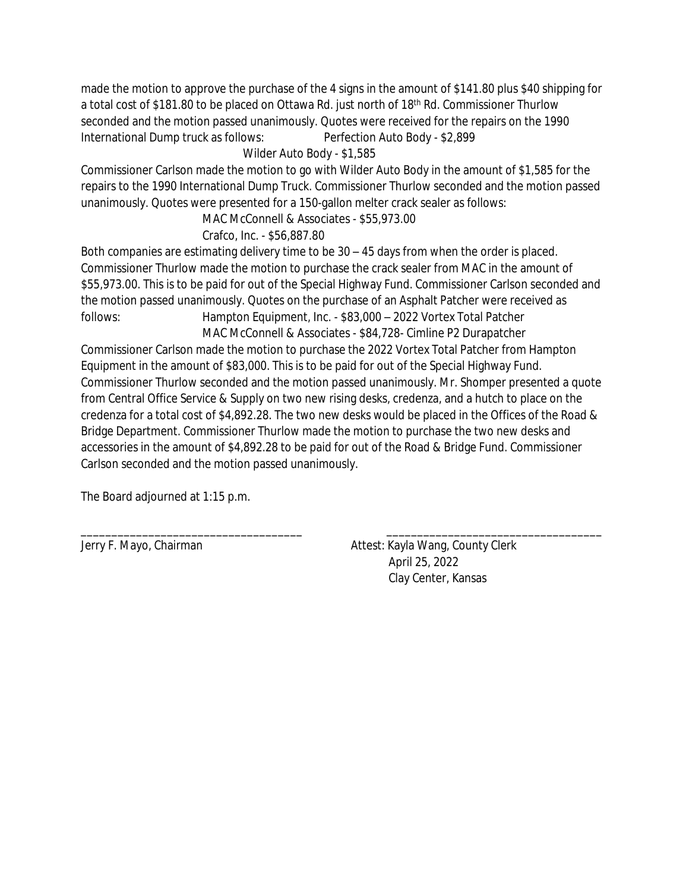made the motion to approve the purchase of the 4 signs in the amount of $141.80 plus $40 shipping for a total cost of $181.80 to be placed on Ottawa Rd. just north of 18th Rd. Commissioner Thurlow seconded and the motion passed unanimously. Quotes were received for the repairs on the 1990 International Dump truck as follows: Perfection Auto Body - $2,899

Wilder Auto Body - $1,585

Commissioner Carlson made the motion to go with Wilder Auto Body in the amount of $1,585 for the repairs to the 1990 International Dump Truck. Commissioner Thurlow seconded and the motion passed unanimously. Quotes were presented for a 150-gallon melter crack sealer as follows:

MAC McConnell & Associates - $55,973.00

Crafco, Inc. - $56,887.80

Both companies are estimating delivery time to be 30 – 45 days from when the order is placed. Commissioner Thurlow made the motion to purchase the crack sealer from MAC in the amount of $55,973.00. This is to be paid for out of the Special Highway Fund. Commissioner Carlson seconded and the motion passed unanimously. Quotes on the purchase of an Asphalt Patcher were received as follows: Hampton Equipment, Inc. - $83,000 – 2022 Vortex Total Patcher

MAC McConnell & Associates - $84,728- Cimline P2 Durapatcher

Commissioner Carlson made the motion to purchase the 2022 Vortex Total Patcher from Hampton Equipment in the amount of $83,000. This is to be paid for out of the Special Highway Fund. Commissioner Thurlow seconded and the motion passed unanimously. Mr. Shomper presented a quote from Central Office Service & Supply on two new rising desks, credenza, and a hutch to place on the credenza for a total cost of $4,892.28. The two new desks would be placed in the Offices of the Road & Bridge Department. Commissioner Thurlow made the motion to purchase the two new desks and accessories in the amount of $4,892.28 to be paid for out of the Road & Bridge Fund. Commissioner Carlson seconded and the motion passed unanimously.

The Board adjourned at 1:15 p.m.

\_\_\_\_\_\_\_\_\_\_\_\_\_\_\_\_\_\_\_\_\_\_\_\_\_\_\_\_\_\_\_\_\_\_\_\_
Jerry F. Mayo, Chairman

\_\_\_\_\_\_\_\_\_\_\_\_\_\_\_\_\_\_\_\_\_\_\_\_\_\_\_\_\_\_\_\_\_\_\_\_
Attest: Kayla Wang, County Clerk
April 25, 2022
Clay Center, Kansas